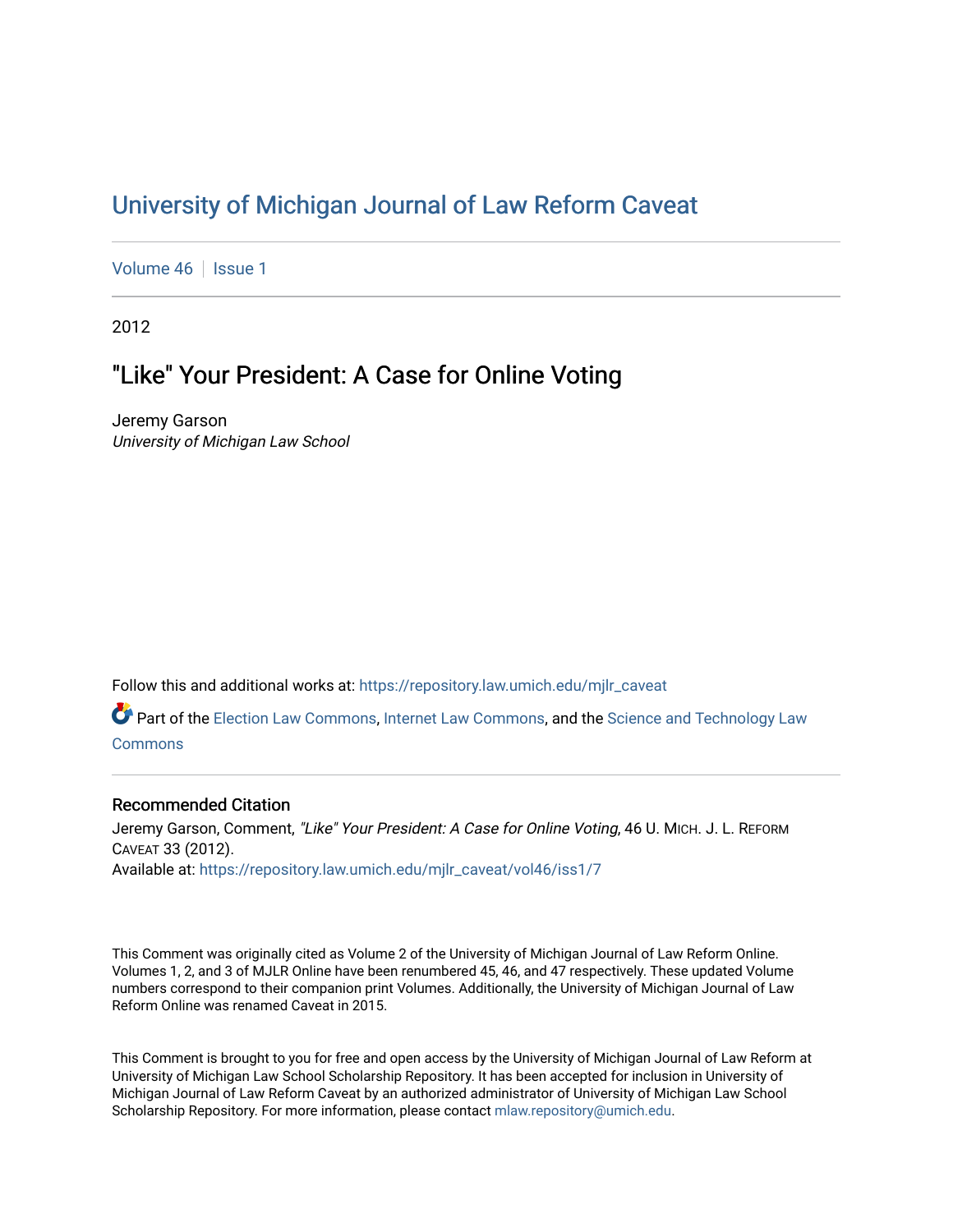# University of Michigan Journal of Law Reform Caveat

Volume 46 | Issue 1

2012

## "Like" Your President: A Case for Online Voting

Jeremy Garson
*University of Michigan Law School*

Follow this and additional works at: https://repository.law.umich.edu/mjlr_caveat

Part of the Election Law Commons, Internet Law Commons, and the Science and Technology Law Commons

### Recommended Citation

Jeremy Garson, Comment, *"Like" Your President: A Case for Online Voting*, 46 U. Mich. J. L. Reform Caveat 33 (2012).
Available at: https://repository.law.umich.edu/mjlr_caveat/vol46/iss1/7

This Comment was originally cited as Volume 2 of the University of Michigan Journal of Law Reform Online. Volumes 1, 2, and 3 of MJLR Online have been renumbered 45, 46, and 47 respectively. These updated Volume numbers correspond to their companion print Volumes. Additionally, the University of Michigan Journal of Law Reform Online was renamed Caveat in 2015.

This Comment is brought to you for free and open access by the University of Michigan Journal of Law Reform at University of Michigan Law School Scholarship Repository. It has been accepted for inclusion in University of Michigan Journal of Law Reform Caveat by an authorized administrator of University of Michigan Law School Scholarship Repository. For more information, please contact mlaw.repository@umich.edu.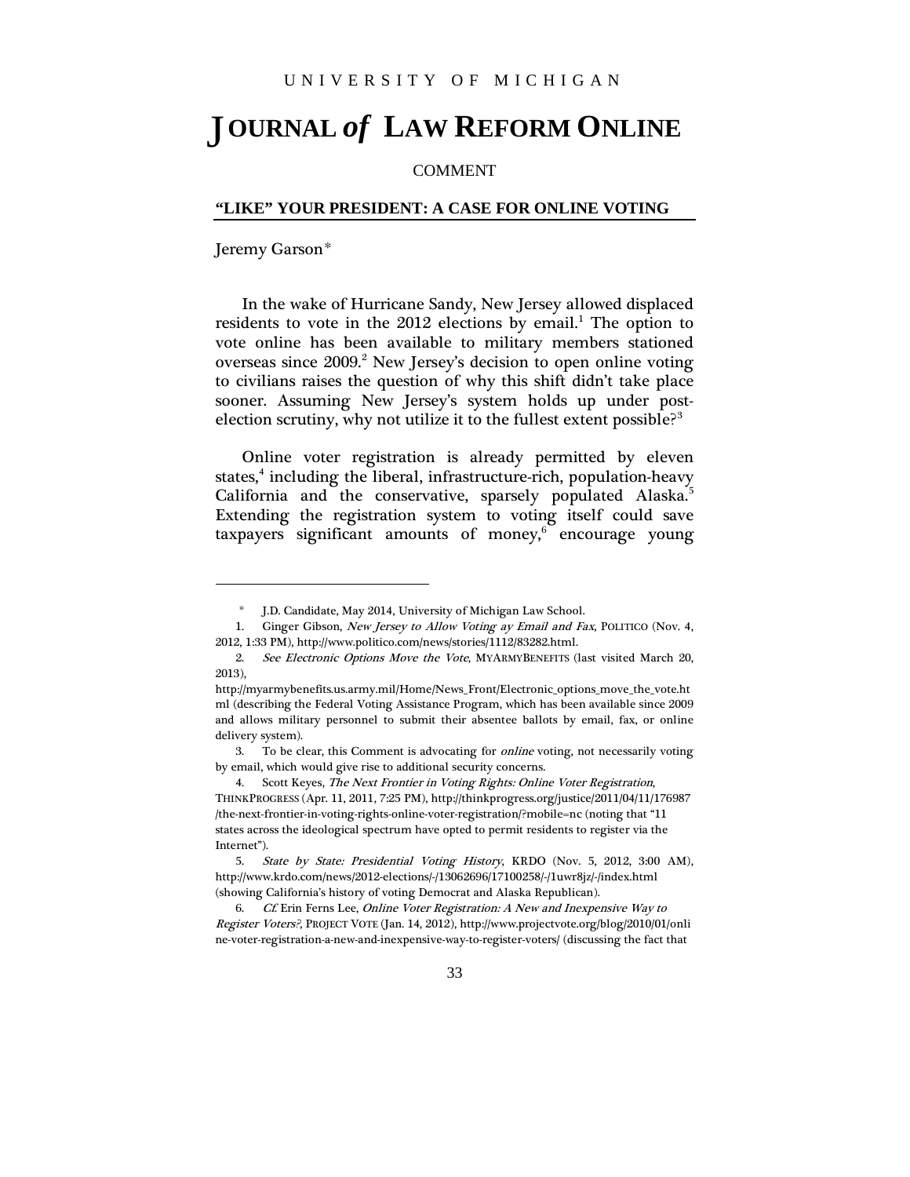UNIVERSITY OF MICHIGAN

# JOURNAL *of* LAW REFORM ONLINE

COMMENT

## "LIKE" YOUR PRESIDENT: A CASE FOR ONLINE VOTING

Jeremy Garson*

In the wake of Hurricane Sandy, New Jersey allowed displaced residents to vote in the 2012 elections by email.[1] The option to vote online has been available to military members stationed overseas since 2009.[2] New Jersey's decision to open online voting to civilians raises the question of why this shift didn't take place sooner. Assuming New Jersey's system holds up under post-election scrutiny, why not utilize it to the fullest extent possible?[3]

Online voter registration is already permitted by eleven states,[4] including the liberal, infrastructure-rich, population-heavy California and the conservative, sparsely populated Alaska.[5] Extending the registration system to voting itself could save taxpayers significant amounts of money,[6] encourage young

---

\* J.D. Candidate, May 2014, University of Michigan Law School.

1. Ginger Gibson, *New Jersey to Allow Voting ay Email and Fax*, POLITICO (Nov. 4, 2012, 1:33 PM), http://www.politico.com/news/stories/1112/83282.html.

2. *See Electronic Options Move the Vote*, MYARMYBENEFITS (last visited March 20, 2013), http://myarmybenefits.us.army.mil/Home/News_Front/Electronic_options_move_the_vote.html (describing the Federal Voting Assistance Program, which has been available since 2009 and allows military personnel to submit their absentee ballots by email, fax, or online delivery system).

3. To be clear, this Comment is advocating for *online* voting, not necessarily voting by email, which would give rise to additional security concerns.

4. Scott Keyes, *The Next Frontier in Voting Rights: Online Voter Registration*, THINKPROGRESS (Apr. 11, 2011, 7:25 PM), http://thinkprogress.org/justice/2011/04/11/176987/the-next-frontier-in-voting-rights-online-voter-registration/?mobile=nc (noting that "11 states across the ideological spectrum have opted to permit residents to register via the Internet").

5. *State by State: Presidential Voting History*, KRDO (Nov. 5, 2012, 3:00 AM), http://www.krdo.com/news/2012-elections/-/13062696/17100258/-/1uwr8jz/-/index.html (showing California's history of voting Democrat and Alaska Republican).

6. *Cf.* Erin Ferns Lee, *Online Voter Registration: A New and Inexpensive Way to Register Voters?*, PROJECT VOTE (Jan. 14, 2012), http://www.projectvote.org/blog/2010/01/online-voter-registration-a-new-and-inexpensive-way-to-register-voters/ (discussing the fact that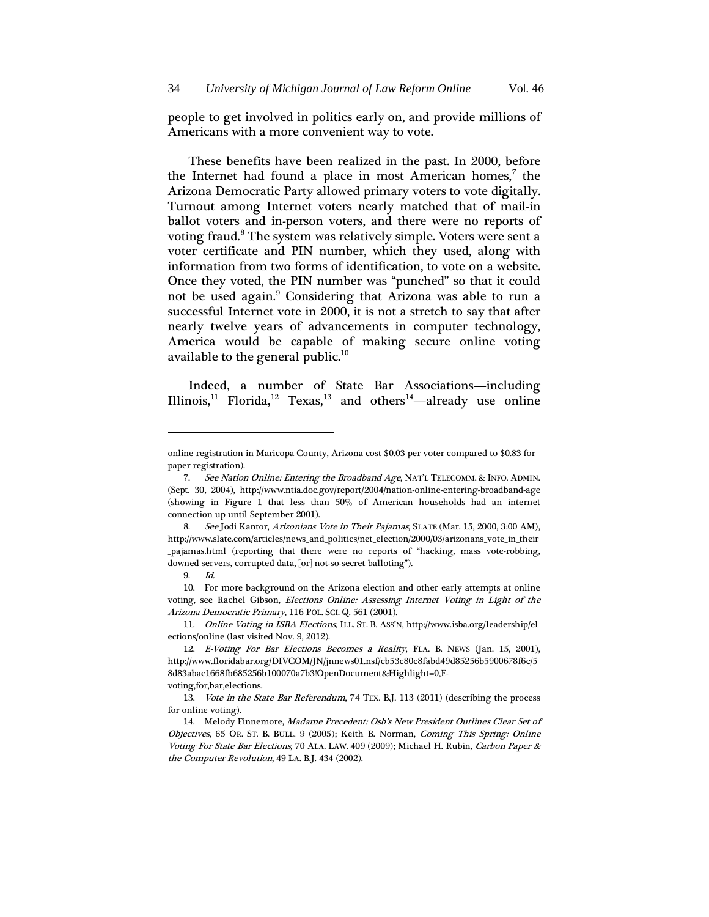people to get involved in politics early on, and provide millions of Americans with a more convenient way to vote.

These benefits have been realized in the past. In 2000, before the Internet had found a place in most American homes,[7] the Arizona Democratic Party allowed primary voters to vote digitally. Turnout among Internet voters nearly matched that of mail-in ballot voters and in-person voters, and there were no reports of voting fraud.[8] The system was relatively simple. Voters were sent a voter certificate and PIN number, which they used, along with information from two forms of identification, to vote on a website. Once they voted, the PIN number was "punched" so that it could not be used again.[9] Considering that Arizona was able to run a successful Internet vote in 2000, it is not a stretch to say that after nearly twelve years of advancements in computer technology, America would be capable of making secure online voting available to the general public.[10]

Indeed, a number of State Bar Associations—including Illinois,[11] Florida,[12] Texas,[13] and others[14]—already use online

---

online registration in Maricopa County, Arizona cost $0.03 per voter compared to $0.83 for paper registration).

7. *See Nation Online: Entering the Broadband Age*, NAT'L TELECOMM. & INFO. ADMIN. (Sept. 30, 2004), http://www.ntia.doc.gov/report/2004/nation-online-entering-broadband-age (showing in Figure 1 that less than 50% of American households had an internet connection up until September 2001).

8. *See* Jodi Kantor, *Arizonians Vote in Their Pajamas*, SLATE (Mar. 15, 2000, 3:00 AM), http://www.slate.com/articles/news_and_politics/net_election/2000/03/arizonans_vote_in_their_pajamas.html (reporting that there were no reports of "hacking, mass vote-robbing, downed servers, corrupted data, [or] not-so-secret balloting").

9. *Id.*

10. For more background on the Arizona election and other early attempts at online voting, see Rachel Gibson, *Elections Online: Assessing Internet Voting in Light of the Arizona Democratic Primary*, 116 POL. SCI. Q. 561 (2001).

11. *Online Voting in ISBA Elections*, ILL. ST. B. ASS'N, http://www.isba.org/leadership/elections/online (last visited Nov. 9, 2012).

12. *E-Voting For Bar Elections Becomes a Reality*, FLA. B. NEWS (Jan. 15, 2001), http://www.floridabar.org/DIVCOM/JN/jnnews01.nsf/cb53c80c8fabd49d85256b5900678f6c/58d83abac1668fb685256b100070a7b3!OpenDocument&Highlight=0,E-voting,for,bar,elections.

13. *Vote in the State Bar Referendum*, 74 TEX. B.J. 113 (2011) (describing the process for online voting).

14. Melody Finnemore, *Madame Precedent: Osb's New President Outlines Clear Set of Objectives*, 65 OR. ST. B. BULL. 9 (2005); Keith B. Norman, *Coming This Spring: Online Voting For State Bar Elections*, 70 ALA. LAW. 409 (2009); Michael H. Rubin, *Carbon Paper & the Computer Revolution*, 49 LA. B.J. 434 (2002).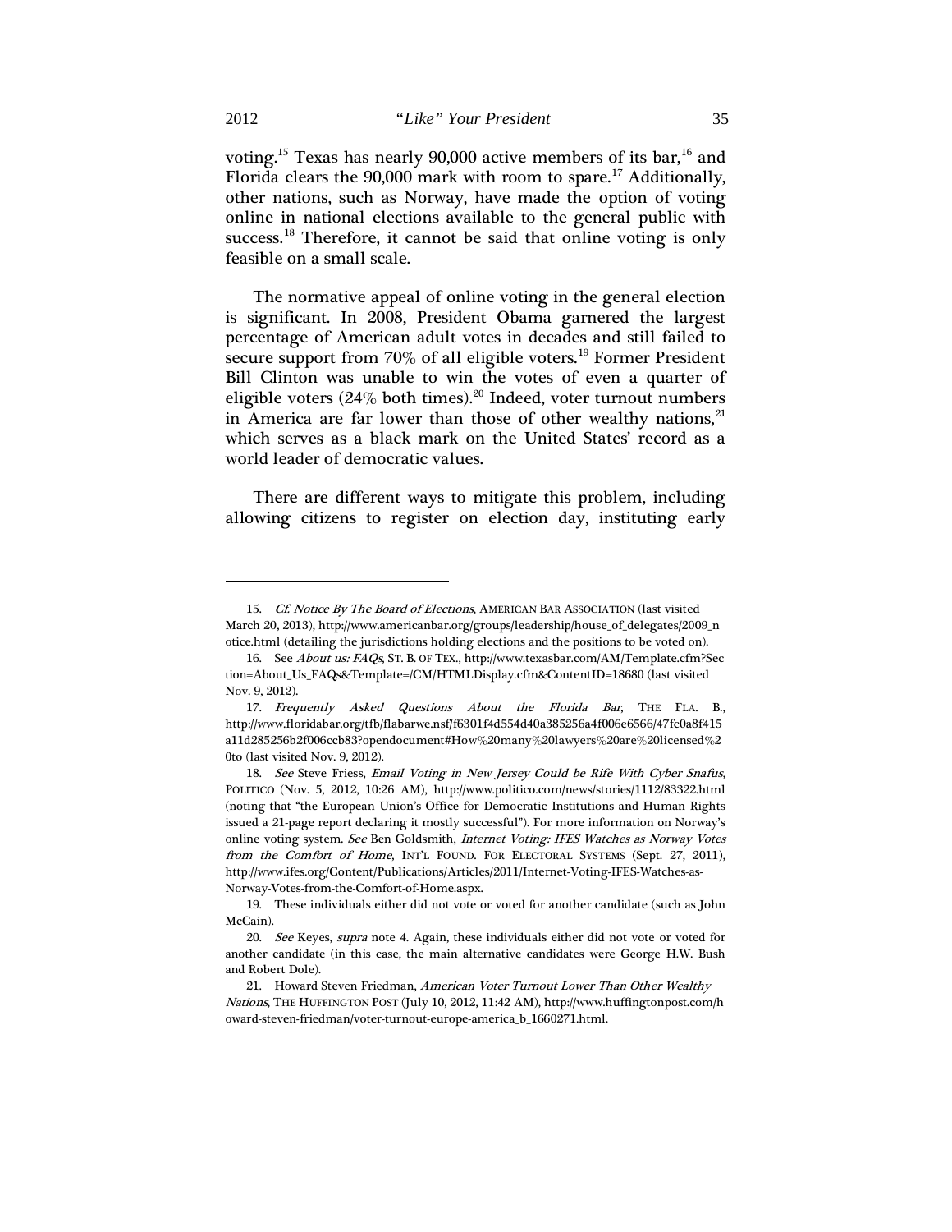voting.[15] Texas has nearly 90,000 active members of its bar,[16] and Florida clears the 90,000 mark with room to spare.[17] Additionally, other nations, such as Norway, have made the option of voting online in national elections available to the general public with success.[18] Therefore, it cannot be said that online voting is only feasible on a small scale.

The normative appeal of online voting in the general election is significant. In 2008, President Obama garnered the largest percentage of American adult votes in decades and still failed to secure support from 70% of all eligible voters.[19] Former President Bill Clinton was unable to win the votes of even a quarter of eligible voters (24% both times).[20] Indeed, voter turnout numbers in America are far lower than those of other wealthy nations,[21] which serves as a black mark on the United States' record as a world leader of democratic values.

There are different ways to mitigate this problem, including allowing citizens to register on election day, instituting early

---

15. *Cf. Notice By The Board of Elections*, AMERICAN BAR ASSOCIATION (last visited March 20, 2013), http://www.americanbar.org/groups/leadership/house_of_delegates/2009_notice.html (detailing the jurisdictions holding elections and the positions to be voted on).

16. See *About us: FAQs*, ST. B. OF TEX., http://www.texasbar.com/AM/Template.cfm?Section=About_Us_FAQs&Template=/CM/HTMLDisplay.cfm&ContentID=18680 (last visited Nov. 9, 2012).

17. *Frequently Asked Questions About the Florida Bar*, THE FLA. B., http://www.floridabar.org/tfb/flabarwe.nsf/f6301f4d554d40a385256a4f006e6566/47fc0a8f415a11d285256b2f006ccb83?opendocument#How%20many%20lawyers%20are%20licensed%20to (last visited Nov. 9, 2012).

18. *See* Steve Friess, *Email Voting in New Jersey Could be Rife With Cyber Snafus*, POLITICO (Nov. 5, 2012, 10:26 AM), http://www.politico.com/news/stories/1112/83322.html (noting that "the European Union's Office for Democratic Institutions and Human Rights issued a 21-page report declaring it mostly successful"). For more information on Norway's online voting system. *See* Ben Goldsmith, *Internet Voting: IFES Watches as Norway Votes from the Comfort of Home*, INT'L FOUND. FOR ELECTORAL SYSTEMS (Sept. 27, 2011), http://www.ifes.org/Content/Publications/Articles/2011/Internet-Voting-IFES-Watches-as-Norway-Votes-from-the-Comfort-of-Home.aspx.

19. These individuals either did not vote or voted for another candidate (such as John McCain).

20. *See* Keyes, *supra* note 4. Again, these individuals either did not vote or voted for another candidate (in this case, the main alternative candidates were George H.W. Bush and Robert Dole).

21. Howard Steven Friedman, *American Voter Turnout Lower Than Other Wealthy Nations*, THE HUFFINGTON POST (July 10, 2012, 11:42 AM), http://www.huffingtonpost.com/howard-steven-friedman/voter-turnout-europe-america_b_1660271.html.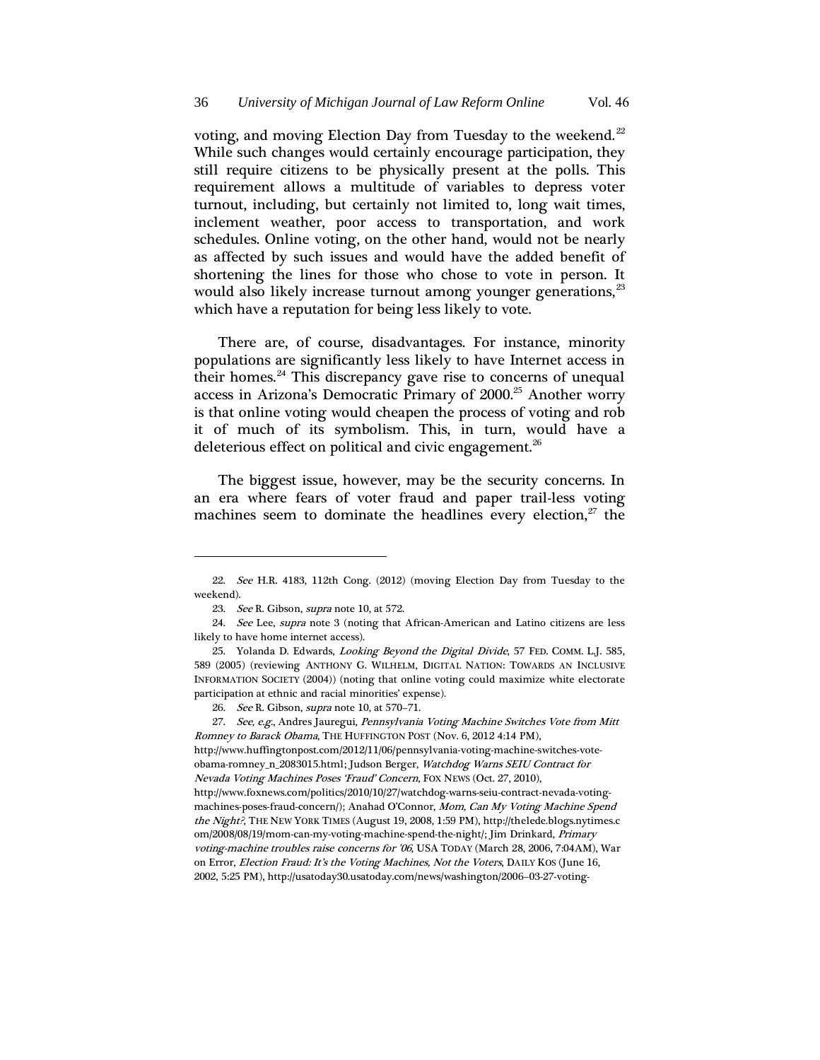voting, and moving Election Day from Tuesday to the weekend.[22] While such changes would certainly encourage participation, they still require citizens to be physically present at the polls. This requirement allows a multitude of variables to depress voter turnout, including, but certainly not limited to, long wait times, inclement weather, poor access to transportation, and work schedules. Online voting, on the other hand, would not be nearly as affected by such issues and would have the added benefit of shortening the lines for those who chose to vote in person. It would also likely increase turnout among younger generations,[23] which have a reputation for being less likely to vote.

There are, of course, disadvantages. For instance, minority populations are significantly less likely to have Internet access in their homes.[24] This discrepancy gave rise to concerns of unequal access in Arizona's Democratic Primary of 2000.[25] Another worry is that online voting would cheapen the process of voting and rob it of much of its symbolism. This, in turn, would have a deleterious effect on political and civic engagement.[26]

The biggest issue, however, may be the security concerns. In an era where fears of voter fraud and paper trail-less voting machines seem to dominate the headlines every election,[27] the

---

22. *See* H.R. 4183, 112th Cong. (2012) (moving Election Day from Tuesday to the weekend).

23. *See* R. Gibson, *supra* note 10, at 572.

24. *See* Lee, *supra* note 3 (noting that African-American and Latino citizens are less likely to have home internet access).

25. Yolanda D. Edwards, *Looking Beyond the Digital Divide*, 57 FED. COMM. L.J. 585, 589 (2005) (reviewing ANTHONY G. WILHELM, DIGITAL NATION: TOWARDS AN INCLUSIVE INFORMATION SOCIETY (2004)) (noting that online voting could maximize white electorate participation at ethnic and racial minorities' expense).

26. *See* R. Gibson, *supra* note 10, at 570–71.

27. *See, e.g.*, Andres Jauregui, *Pennsylvania Voting Machine Switches Vote from Mitt Romney to Barack Obama*, THE HUFFINGTON POST (Nov. 6, 2012 4:14 PM), http://www.huffingtonpost.com/2012/11/06/pennsylvania-voting-machine-switches-vote-obama-romney_n_2083015.html; Judson Berger, *Watchdog Warns SEIU Contract for Nevada Voting Machines Poses 'Fraud' Concern*, FOX NEWS (Oct. 27, 2010), http://www.foxnews.com/politics/2010/10/27/watchdog-warns-seiu-contract-nevada-voting-machines-poses-fraud-concern/); Anahad O'Connor, *Mom, Can My Voting Machine Spend the Night?*, THE NEW YORK TIMES (August 19, 2008, 1:59 PM), http://thelede.blogs.nytimes.com/2008/08/19/mom-can-my-voting-machine-spend-the-night/; Jim Drinkard, *Primary voting-machine troubles raise concerns for '06*, USA TODAY (March 28, 2006, 7:04AM), War on Error, *Election Fraud: It's the Voting Machines, Not the Voters*, DAILY KOS (June 16, 2002, 5:25 PM), http://usatoday30.usatoday.com/news/washington/2006–03-27-voting-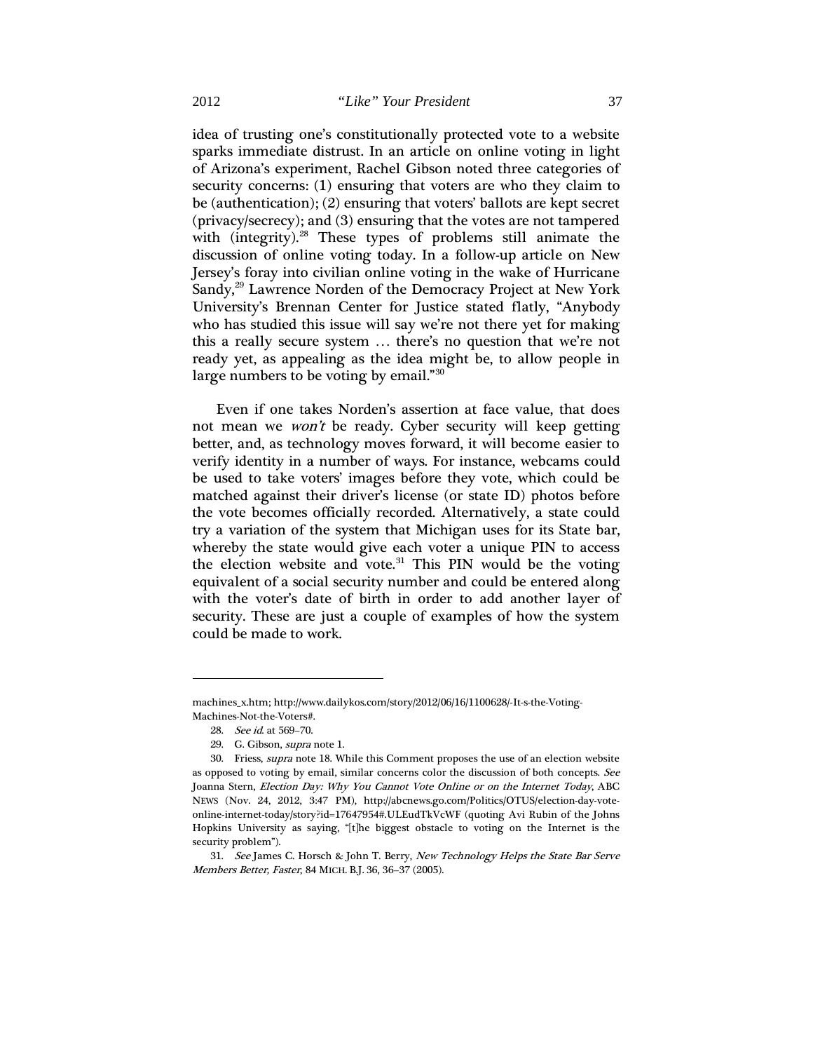idea of trusting one's constitutionally protected vote to a website sparks immediate distrust. In an article on online voting in light of Arizona's experiment, Rachel Gibson noted three categories of security concerns: (1) ensuring that voters are who they claim to be (authentication); (2) ensuring that voters' ballots are kept secret (privacy/secrecy); and (3) ensuring that the votes are not tampered with (integrity).[28] These types of problems still animate the discussion of online voting today. In a follow-up article on New Jersey's foray into civilian online voting in the wake of Hurricane Sandy,[29] Lawrence Norden of the Democracy Project at New York University's Brennan Center for Justice stated flatly, "Anybody who has studied this issue will say we're not there yet for making this a really secure system … there's no question that we're not ready yet, as appealing as the idea might be, to allow people in large numbers to be voting by email."[30]

Even if one takes Norden's assertion at face value, that does not mean we *won't* be ready. Cyber security will keep getting better, and, as technology moves forward, it will become easier to verify identity in a number of ways. For instance, webcams could be used to take voters' images before they vote, which could be matched against their driver's license (or state ID) photos before the vote becomes officially recorded. Alternatively, a state could try a variation of the system that Michigan uses for its State bar, whereby the state would give each voter a unique PIN to access the election website and vote.[31] This PIN would be the voting equivalent of a social security number and could be entered along with the voter's date of birth in order to add another layer of security. These are just a couple of examples of how the system could be made to work.

---

machines_x.htm; http://www.dailykos.com/story/2012/06/16/1100628/-It-s-the-Voting-Machines-Not-the-Voters#.

28. *See id.* at 569–70.

29. G. Gibson, *supra* note 1.

30. Friess, *supra* note 18. While this Comment proposes the use of an election website as opposed to voting by email, similar concerns color the discussion of both concepts. *See* Joanna Stern, *Election Day: Why You Cannot Vote Online or on the Internet Today*, ABC NEWS (Nov. 24, 2012, 3:47 PM), http://abcnews.go.com/Politics/OTUS/election-day-vote-online-internet-today/story?id=17647954#.ULEudTkVcWF (quoting Avi Rubin of the Johns Hopkins University as saying, "[t]he biggest obstacle to voting on the Internet is the security problem").

31. *See* James C. Horsch & John T. Berry, *New Technology Helps the State Bar Serve Members Better, Faster*, 84 MICH. B.J. 36, 36–37 (2005).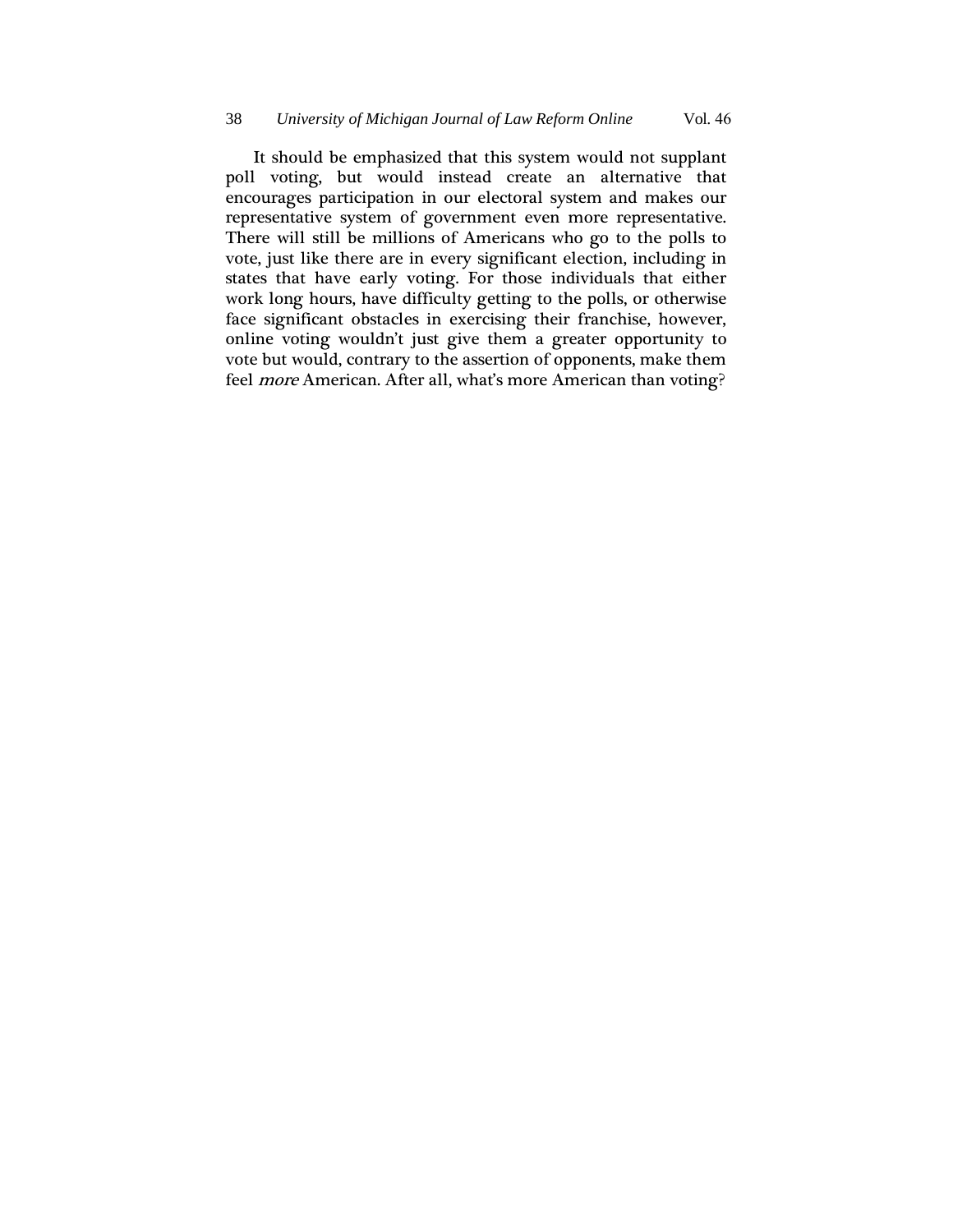It should be emphasized that this system would not supplant poll voting, but would instead create an alternative that encourages participation in our electoral system and makes our representative system of government even more representative. There will still be millions of Americans who go to the polls to vote, just like there are in every significant election, including in states that have early voting. For those individuals that either work long hours, have difficulty getting to the polls, or otherwise face significant obstacles in exercising their franchise, however, online voting wouldn't just give them a greater opportunity to vote but would, contrary to the assertion of opponents, make them feel *more* American. After all, what's more American than voting?